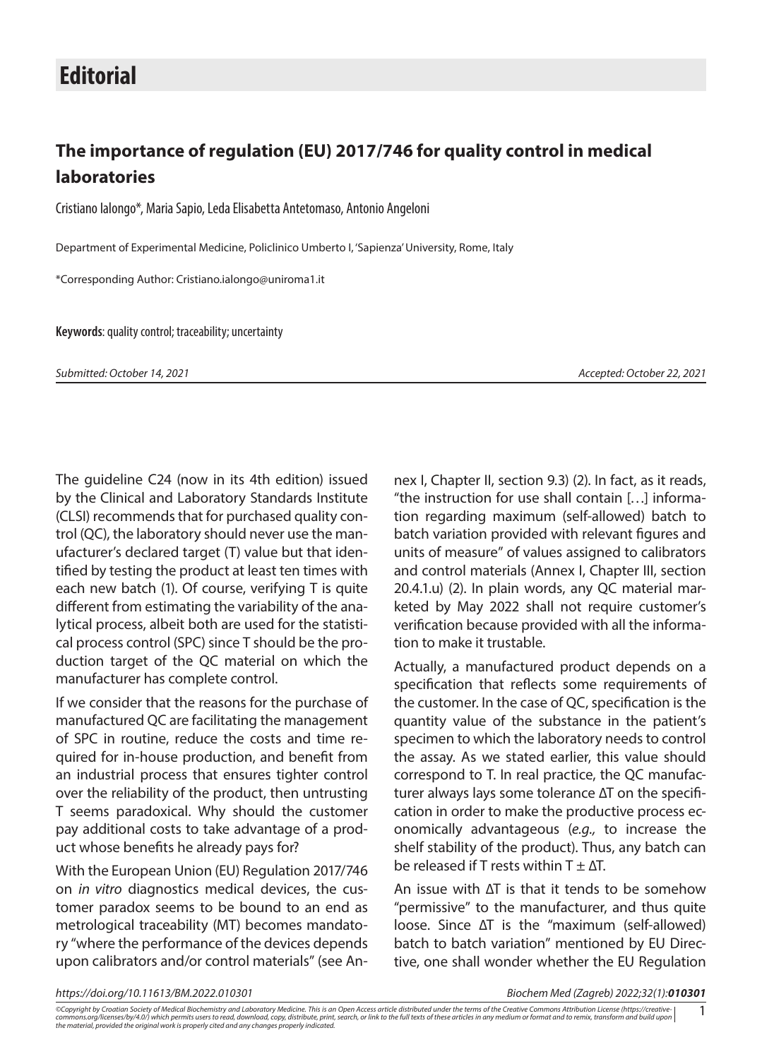# Editorial

## The importance of regulation (EU) 2017/746 for quality control in medical laboratories

Cristiano Ialongo*, Maria Sapio, Leda Elisabetta Antetomaso, Antonio Angeloni

Department of Experimental Medicine, Policlinico Umberto I, 'Sapienza' University, Rome, Italy

*Corresponding Author: Cristiano.ialongo@uniroma1.it

**Keywords**: quality control; traceability; uncertainty

*Submitted: October 14, 2021* *Accepted: October 22, 2021*

The guideline C24 (now in its 4th edition) issued by the Clinical and Laboratory Standards Institute (CLSI) recommends that for purchased quality control (QC), the laboratory should never use the manufacturer's declared target (T) value but that identified by testing the product at least ten times with each new batch (1). Of course, verifying T is quite different from estimating the variability of the analytical process, albeit both are used for the statistical process control (SPC) since T should be the production target of the QC material on which the manufacturer has complete control.

If we consider that the reasons for the purchase of manufactured QC are facilitating the management of SPC in routine, reduce the costs and time required for in-house production, and benefit from an industrial process that ensures tighter control over the reliability of the product, then untrusting T seems paradoxical. Why should the customer pay additional costs to take advantage of a product whose benefits he already pays for?

With the European Union (EU) Regulation 2017/746 on *in vitro* diagnostics medical devices, the customer paradox seems to be bound to an end as metrological traceability (MT) becomes mandatory "where the performance of the devices depends upon calibrators and/or control materials" (see Annex I, Chapter II, section 9.3) (2). In fact, as it reads, "the instruction for use shall contain […] information regarding maximum (self-allowed) batch to batch variation provided with relevant figures and units of measure" of values assigned to calibrators and control materials (Annex I, Chapter III, section 20.4.1.u) (2). In plain words, any QC material marketed by May 2022 shall not require customer's verification because provided with all the information to make it trustable.

Actually, a manufactured product depends on a specification that reflects some requirements of the customer. In the case of QC, specification is the quantity value of the substance in the patient's specimen to which the laboratory needs to control the assay. As we stated earlier, this value should correspond to T. In real practice, the QC manufacturer always lays some tolerance $\Delta T$ on the specification in order to make the productive process economically advantageous (*e.g.,* to increase the shelf stability of the product). Thus, any batch can be released if T rests within $T \pm \Delta T$.

An issue with $\Delta T$ is that it tends to be somehow "permissive" to the manufacturer, and thus quite loose. Since $\Delta T$ is the "maximum (self-allowed) batch to batch variation" mentioned by EU Directive, one shall wonder whether the EU Regulation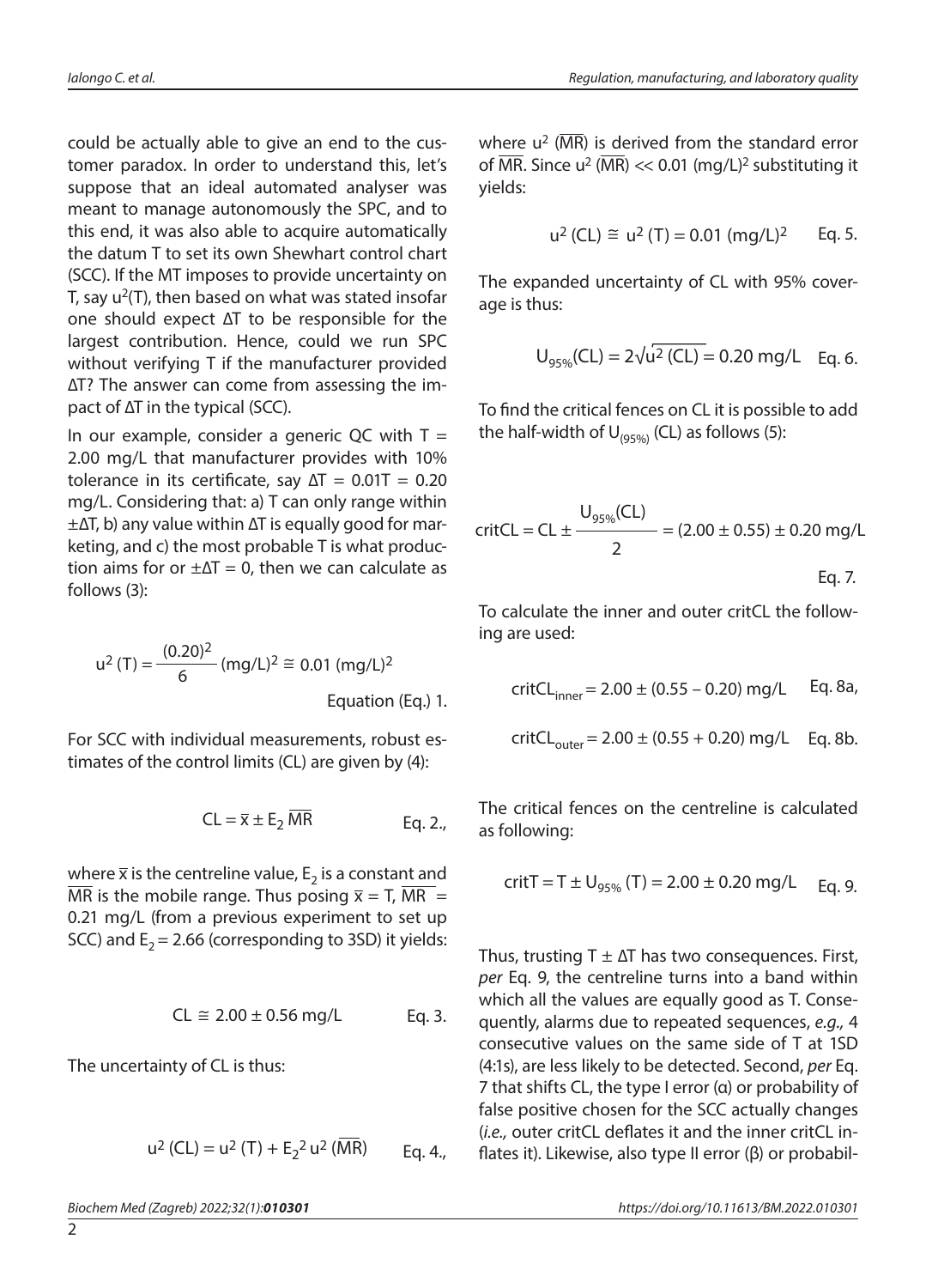could be actually able to give an end to the customer paradox. In order to understand this, let's suppose that an ideal automated analyser was meant to manage autonomously the SPC, and to this end, it was also able to acquire automatically the datum T to set its own Shewhart control chart (SCC). If the MT imposes to provide uncertainty on T, say $u^2(T)$, then based on what was stated insofar one should expect ΔT to be responsible for the largest contribution. Hence, could we run SPC without verifying T if the manufacturer provided ΔT? The answer can come from assessing the impact of ΔT in the typical (SCC).

In our example, consider a generic QC with T = 2.00 mg/L that manufacturer provides with 10% tolerance in its certificate, say ΔT = 0.01T = 0.20 mg/L. Considering that: a) T can only range within ±ΔT, b) any value within ΔT is equally good for marketing, and c) the most probable T is what production aims for or ±ΔT = 0, then we can calculate as follows (3):

$$u^2(T) = \frac{(0.20)^2}{6}\ (\text{mg/L})^2 \cong 0.01\ (\text{mg/L})^2 \qquad \text{Equation (Eq.) 1.}$$

For SCC with individual measurements, robust estimates of the control limits (CL) are given by (4):

$$CL = \bar{x} \pm E_2\,\overline{MR} \qquad \text{Eq. 2.,}$$

where $\bar{x}$ is the centreline value, $E_2$ is a constant and $\overline{MR}$ is the mobile range. Thus posing $\bar{x}$ = T, $\overline{MR}$ = 0.21 mg/L (from a previous experiment to set up SCC) and $E_2$ = 2.66 (corresponding to 3SD) it yields:

$$CL \cong 2.00 \pm 0.56\ \text{mg/L} \qquad \text{Eq. 3.}$$

The uncertainty of CL is thus:

$$u^2(CL) = u^2(T) + E_2^2\, u^2(\overline{MR}) \qquad \text{Eq. 4.,}$$

where $u^2(\overline{MR})$ is derived from the standard error of $\overline{MR}$. Since $u^2(\overline{MR}) \ll 0.01\ (\text{mg/L})^2$ substituting it yields:

$$u^2(CL) \cong u^2(T) = 0.01\ (\text{mg/L})^2 \qquad \text{Eq. 5.}$$

The expanded uncertainty of CL with 95% coverage is thus:

$$U_{95\%}(CL) = 2\sqrt{u^2(CL)} = 0.20\ \text{mg/L} \qquad \text{Eq. 6.}$$

To find the critical fences on CL it is possible to add the half-width of $U_{(95\%)}(CL)$ as follows (5):

$$\text{critCL} = CL \pm \frac{U_{95\%}(CL)}{2} = (2.00 \pm 0.55) \pm 0.20\ \text{mg/L} \qquad \text{Eq. 7.}$$

To calculate the inner and outer critCL the following are used:

$$\text{critCL}_{inner} = 2.00 \pm (0.55 - 0.20)\ \text{mg/L} \qquad \text{Eq. 8a,}$$

$$\text{critCL}_{outer} = 2.00 \pm (0.55 + 0.20)\ \text{mg/L} \qquad \text{Eq. 8b.}$$

The critical fences on the centreline is calculated as following:

$$\text{critT} = T \pm U_{95\%}(T) = 2.00 \pm 0.20\ \text{mg/L} \qquad \text{Eq. 9.}$$

Thus, trusting T ± ΔT has two consequences. First, *per* Eq. 9, the centreline turns into a band within which all the values are equally good as T. Consequently, alarms due to repeated sequences, *e.g.,* 4 consecutive values on the same side of T at 1SD (4:1s), are less likely to be detected. Second, *per* Eq. 7 that shifts CL, the type I error (α) or probability of false positive chosen for the SCC actually changes (*i.e.,* outer critCL deflates it and the inner critCL inflates it). Likewise, also type II error (β) or probabil-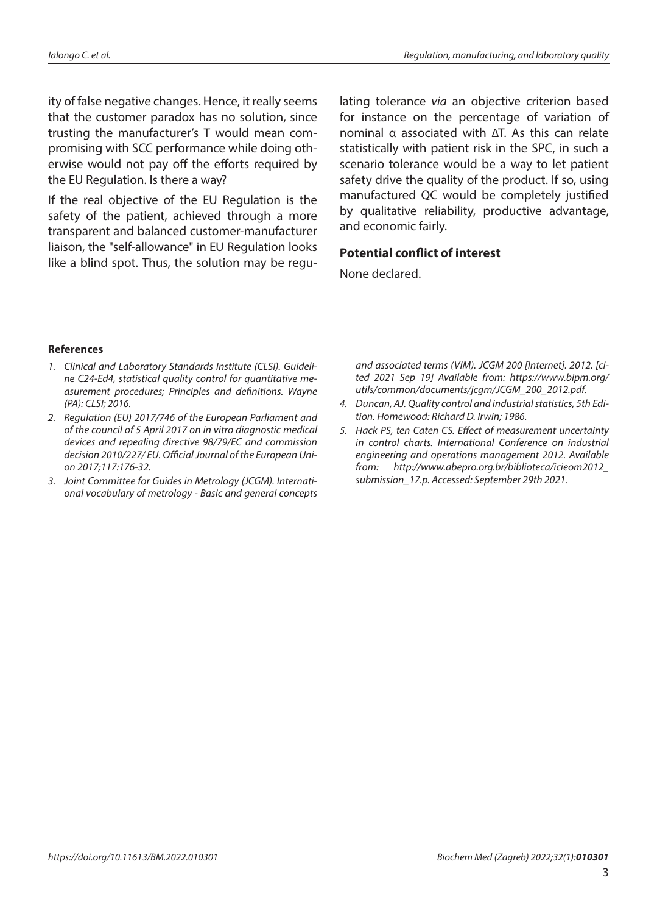ity of false negative changes. Hence, it really seems that the customer paradox has no solution, since trusting the manufacturer's T would mean compromising with SCC performance while doing otherwise would not pay off the efforts required by the EU Regulation. Is there a way?

If the real objective of the EU Regulation is the safety of the patient, achieved through a more transparent and balanced customer-manufacturer liaison, the "self-allowance" in EU Regulation looks like a blind spot. Thus, the solution may be regulating tolerance *via* an objective criterion based for instance on the percentage of variation of nominal $\alpha$ associated with $\Delta T$. As this can relate statistically with patient risk in the SPC, in such a scenario tolerance would be a way to let patient safety drive the quality of the product. If so, using manufactured QC would be completely justified by qualitative reliability, productive advantage, and economic fairly.

## Potential conflict of interest

None declared.

## References

1. *Clinical and Laboratory Standards Institute (CLSI). Guideline C24-Ed4, statistical quality control for quantitative measurement procedures; Principles and definitions. Wayne (PA): CLSI; 2016.*
2. *Regulation (EU) 2017/746 of the European Parliament and of the council of 5 April 2017 on in vitro diagnostic medical devices and repealing directive 98/79/EC and commission decision 2010/227/ EU. Official Journal of the European Union 2017;117:176-32.*
3. *Joint Committee for Guides in Metrology (JCGM). International vocabulary of metrology - Basic and general concepts and associated terms (VIM). JCGM 200 [Internet]. 2012. [cited 2021 Sep 19] Available from: https://www.bipm.org/utils/common/documents/jcgm/JCGM_200_2012.pdf.*
4. *Duncan, AJ. Quality control and industrial statistics, 5th Edition. Homewood: Richard D. Irwin; 1986.*
5. *Hack PS, ten Caten CS. Effect of measurement uncertainty in control charts. International Conference on industrial engineering and operations management 2012. Available from: http://www.abepro.org.br/biblioteca/icieom2012_submission_17.p. Accessed: September 29th 2021.*